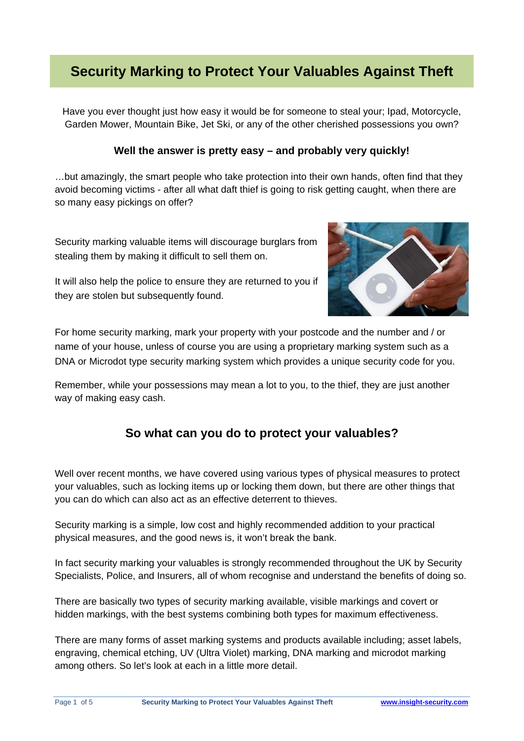# Security Marking to Protect Your Valuables Against Theft

Have you ever thought just how easy it would be for someone to steal your; Ipad, Motorcycle, Garden Mower, Mountain Bike, Jet Ski, or any of the other cherished possessions you own?

**Well the answer is pretty easy – and probably very quickly!**

…but amazingly, the smart people who take protection into their own hands, often find that they avoid becoming victims - after all what daft thief is going to risk getting caught, when there are so many easy pickings on offer?

Security marking valuable items will discourage burglars from stealing them by making it difficult to sell them on.

It will also help the police to ensure they are returned to you if they are stolen but subsequently found.

For home security marking, mark your property with your postcode and the number and / or name of your house, unless of course you are using a proprietary marking system such as a DNA or Microdot type security marking system which provides a unique security code for you.

Remember, while your possessions may mean a lot to you, to the thief, they are just another way of making easy cash.

## So what can you do to protect your valuables?

Well over recent months, we have covered using various types of physical measures to protect your valuables, such as locking items up or locking them down, but there are other things that you can do which can also act as an effective deterrent to thieves.

Security marking is a simple, low cost and highly recommended addition to your practical physical measures, and the good news is, it won't break the bank.

In fact security marking your valuables is strongly recommended throughout the UK by Security Specialists, Police, and Insurers, all of whom recognise and understand the benefits of doing so.

There are basically two types of security marking available, visible markings and covert or hidden markings, with the best systems combining both types for maximum effectiveness.

There are many forms of asset marking systems and products available including; asset labels, engraving, chemical etching, UV (Ultra Violet) marking, DNA marking and microdot marking among others. So let's look at each in a little more detail.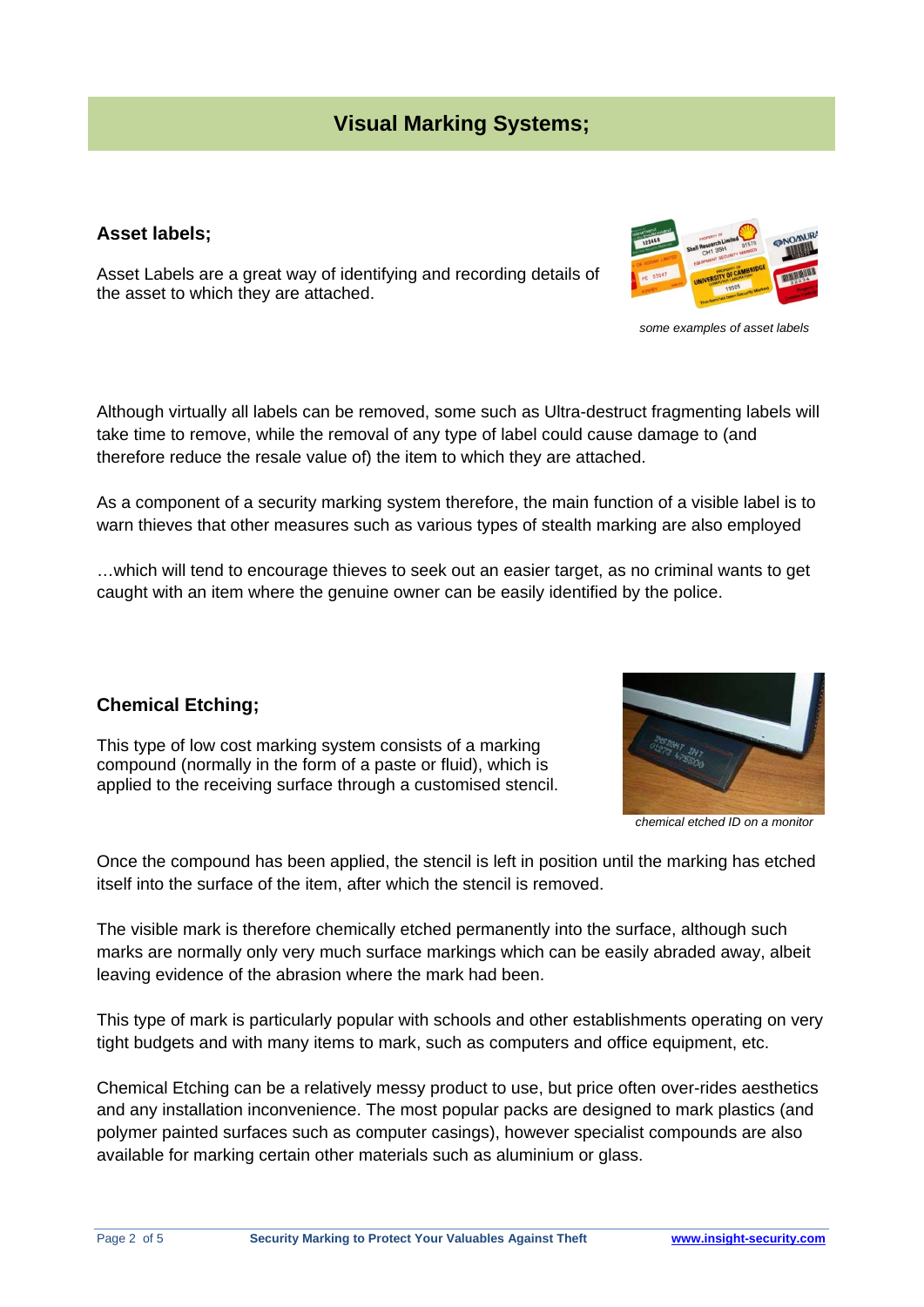## Visual Marking Systems;

### Asset labels;

Asset Labels are a great way of identifying and recording details of the asset to which they are attached.

*some examples of asset labels*

Although virtually all labels can be removed, some such as Ultra-destruct fragmenting labels will take time to remove, while the removal of any type of label could cause damage to (and therefore reduce the resale value of) the item to which they are attached.

As a component of a security marking system therefore, the main function of a visible label is to warn thieves that other measures such as various types of stealth marking are also employed

…which will tend to encourage thieves to seek out an easier target, as no criminal wants to get caught with an item where the genuine owner can be easily identified by the police.

### Chemical Etching;

This type of low cost marking system consists of a marking compound (normally in the form of a paste or fluid), which is applied to the receiving surface through a customised stencil.

*chemical etched ID on a monitor*

Once the compound has been applied, the stencil is left in position until the marking has etched itself into the surface of the item, after which the stencil is removed.

The visible mark is therefore chemically etched permanently into the surface, although such marks are normally only very much surface markings which can be easily abraded away, albeit leaving evidence of the abrasion where the mark had been.

This type of mark is particularly popular with schools and other establishments operating on very tight budgets and with many items to mark, such as computers and office equipment, etc.

Chemical Etching can be a relatively messy product to use, but price often over-rides aesthetics and any installation inconvenience. The most popular packs are designed to mark plastics (and polymer painted surfaces such as computer casings), however specialist compounds are also available for marking certain other materials such as aluminium or glass.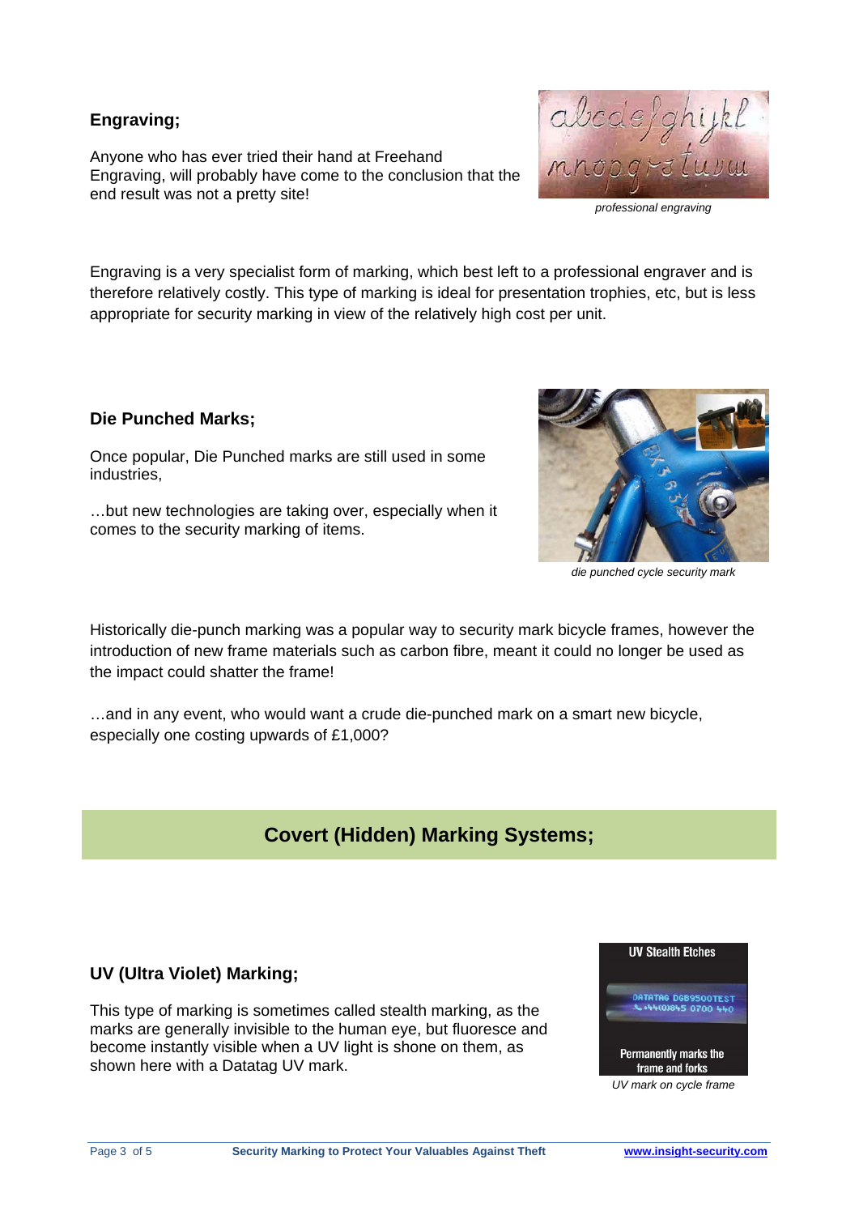**Engraving;**

Anyone who has ever tried their hand at Freehand Engraving, will probably have come to the conclusion that the end result was not a pretty site!

*professional engraving*

Engraving is a very specialist form of marking, which best left to a professional engraver and is therefore relatively costly. This type of marking is ideal for presentation trophies, etc, but is less appropriate for security marking in view of the relatively high cost per unit.

**Die Punched Marks;**

Once popular, Die Punched marks are still used in some industries,

…but new technologies are taking over, especially when it comes to the security marking of items.

*die punched cycle security mark*

Historically die-punch marking was a popular way to security mark bicycle frames, however the introduction of new frame materials such as carbon fibre, meant it could no longer be used as the impact could shatter the frame!

…and in any event, who would want a crude die-punched mark on a smart new bicycle, especially one costing upwards of £1,000?

## Covert (Hidden) Marking Systems;

**UV (Ultra Violet) Marking;**

This type of marking is sometimes called stealth marking, as the marks are generally invisible to the human eye, but fluoresce and become instantly visible when a UV light is shone on them, as shown here with a Datatag UV mark.

*UV mark on cycle frame*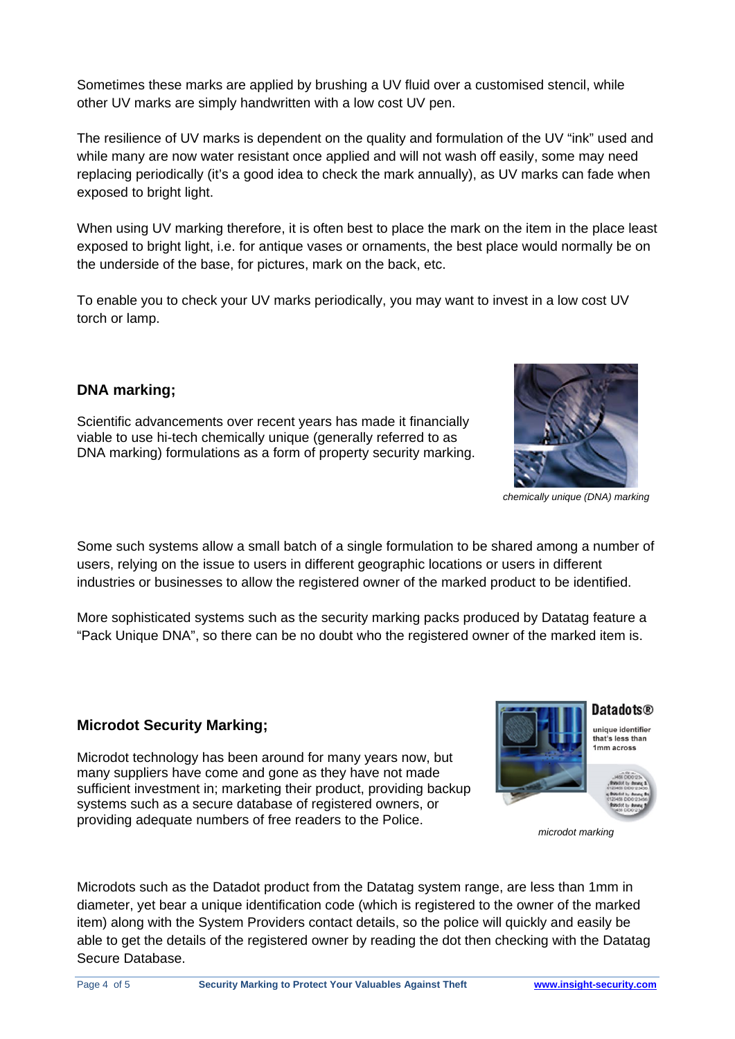Sometimes these marks are applied by brushing a UV fluid over a customised stencil, while other UV marks are simply handwritten with a low cost UV pen.

The resilience of UV marks is dependent on the quality and formulation of the UV "ink" used and while many are now water resistant once applied and will not wash off easily, some may need replacing periodically (it's a good idea to check the mark annually), as UV marks can fade when exposed to bright light.

When using UV marking therefore, it is often best to place the mark on the item in the place least exposed to bright light, i.e. for antique vases or ornaments, the best place would normally be on the underside of the base, for pictures, mark on the back, etc.

To enable you to check your UV marks periodically, you may want to invest in a low cost UV torch or lamp.

### DNA marking;

Scientific advancements over recent years has made it financially viable to use hi-tech chemically unique (generally referred to as DNA marking) formulations as a form of property security marking.

*chemically unique (DNA) marking*

Some such systems allow a small batch of a single formulation to be shared among a number of users, relying on the issue to users in different geographic locations or users in different industries or businesses to allow the registered owner of the marked product to be identified.

More sophisticated systems such as the security marking packs produced by Datatag feature a "Pack Unique DNA", so there can be no doubt who the registered owner of the marked item is.

### Microdot Security Marking;

Microdot technology has been around for many years now, but many suppliers have come and gone as they have not made sufficient investment in; marketing their product, providing backup systems such as a secure database of registered owners, or providing adequate numbers of free readers to the Police.

*microdot marking*

Microdots such as the Datadot product from the Datatag system range, are less than 1mm in diameter, yet bear a unique identification code (which is registered to the owner of the marked item) along with the System Providers contact details, so the police will quickly and easily be able to get the details of the registered owner by reading the dot then checking with the Datatag Secure Database.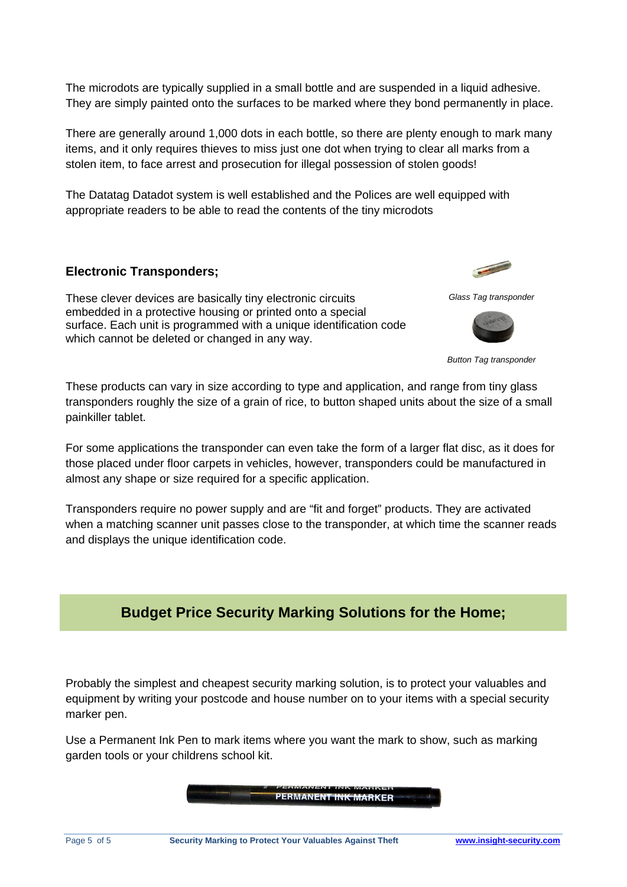The microdots are typically supplied in a small bottle and are suspended in a liquid adhesive. They are simply painted onto the surfaces to be marked where they bond permanently in place.

There are generally around 1,000 dots in each bottle, so there are plenty enough to mark many items, and it only requires thieves to miss just one dot when trying to clear all marks from a stolen item, to face arrest and prosecution for illegal possession of stolen goods!

The Datatag Datadot system is well established and the Polices are well equipped with appropriate readers to be able to read the contents of the tiny microdots

**Electronic Transponders;**

These clever devices are basically tiny electronic circuits embedded in a protective housing or printed onto a special surface. Each unit is programmed with a unique identification code which cannot be deleted or changed in any way.

*Glass Tag transponder*

*Button Tag transponder*

These products can vary in size according to type and application, and range from tiny glass transponders roughly the size of a grain of rice, to button shaped units about the size of a small painkiller tablet.

For some applications the transponder can even take the form of a larger flat disc, as it does for those placed under floor carpets in vehicles, however, transponders could be manufactured in almost any shape or size required for a specific application.

Transponders require no power supply and are "fit and forget" products. They are activated when a matching scanner unit passes close to the transponder, at which time the scanner reads and displays the unique identification code.

## Budget Price Security Marking Solutions for the Home;

Probably the simplest and cheapest security marking solution, is to protect your valuables and equipment by writing your postcode and house number on to your items with a special security marker pen.

Use a Permanent Ink Pen to mark items where you want the mark to show, such as marking garden tools or your childrens school kit.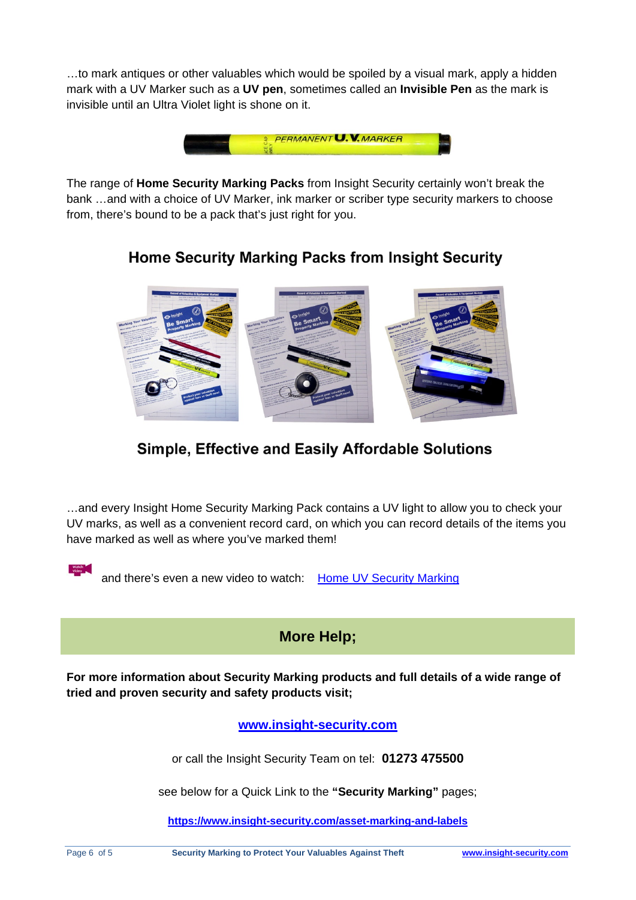…to mark antiques or other valuables which would be spoiled by a visual mark, apply a hidden mark with a UV Marker such as a **UV pen**, sometimes called an **Invisible Pen** as the mark is invisible until an Ultra Violet light is shone on it.

The range of **Home Security Marking Packs** from Insight Security certainly won't break the bank …and with a choice of UV Marker, ink marker or scriber type security markers to choose from, there's bound to be a pack that's just right for you.

## Home Security Marking Packs from Insight Security

## Simple, Effective and Easily Affordable Solutions

…and every Insight Home Security Marking Pack contains a UV light to allow you to check your UV marks, as well as a convenient record card, on which you can record details of the items you have marked as well as where you've marked them!

and there's even a new video to watch: Home UV Security Marking

## More Help;

**For more information about Security Marking products and full details of a wide range of tried and proven security and safety products visit;**

**www.insight-security.com**

or call the Insight Security Team on tel: **01273 475500**

see below for a Quick Link to the **"Security Marking"** pages;

**https://www.insight-security.com/asset-marking-and-labels**